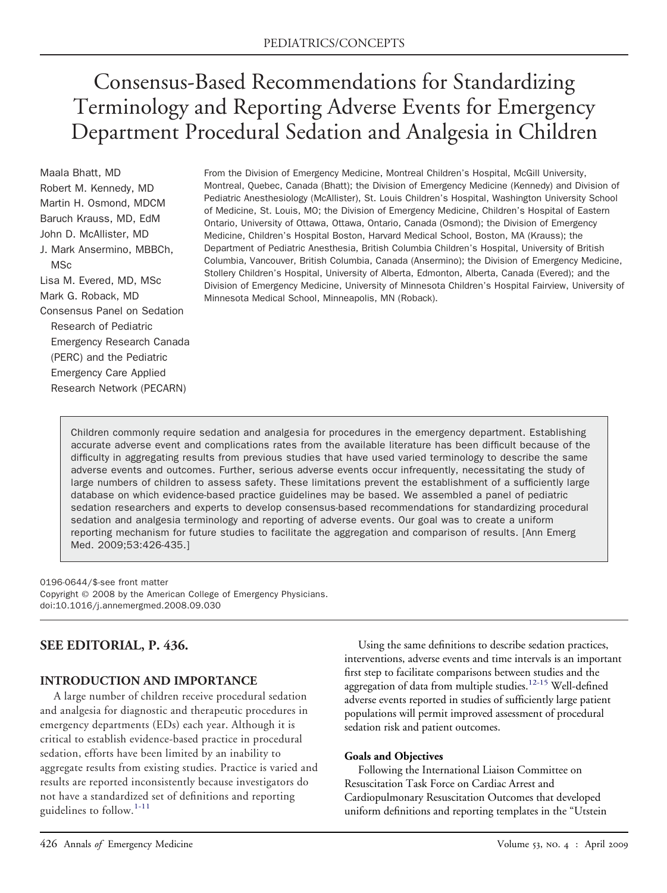# Consensus-Based Recommendations for Standardizing Terminology and Reporting Adverse Events for Emergency Department Procedural Sedation and Analgesia in Children

Maala Bhatt, MD
Robert M. Kennedy, MD
Martin H. Osmond, MDCM
Baruch Krauss, MD, EdM
John D. McAllister, MD
J. Mark Ansermino, MBBCh, MSc
Lisa M. Evered, MD, MSc
Mark G. Roback, MD
Consensus Panel on Sedation Research of Pediatric Emergency Research Canada (PERC) and the Pediatric Emergency Care Applied Research Network (PECARN)

From the Division of Emergency Medicine, Montreal Children's Hospital, McGill University, Montreal, Quebec, Canada (Bhatt); the Division of Emergency Medicine (Kennedy) and Division of Pediatric Anesthesiology (McAllister), St. Louis Children's Hospital, Washington University School of Medicine, St. Louis, MO; the Division of Emergency Medicine, Children's Hospital of Eastern Ontario, University of Ottawa, Ottawa, Ontario, Canada (Osmond); the Division of Emergency Medicine, Children's Hospital Boston, Harvard Medical School, Boston, MA (Krauss); the Department of Pediatric Anesthesia, British Columbia Children's Hospital, University of British Columbia, Vancouver, British Columbia, Canada (Ansermino); the Division of Emergency Medicine, Stollery Children's Hospital, University of Alberta, Edmonton, Alberta, Canada (Evered); and the Division of Emergency Medicine, University of Minnesota Children's Hospital Fairview, University of Minnesota Medical School, Minneapolis, MN (Roback).

Children commonly require sedation and analgesia for procedures in the emergency department. Establishing accurate adverse event and complications rates from the available literature has been difficult because of the difficulty in aggregating results from previous studies that have used varied terminology to describe the same adverse events and outcomes. Further, serious adverse events occur infrequently, necessitating the study of large numbers of children to assess safety. These limitations prevent the establishment of a sufficiently large database on which evidence-based practice guidelines may be based. We assembled a panel of pediatric sedation researchers and experts to develop consensus-based recommendations for standardizing procedural sedation and analgesia terminology and reporting of adverse events. Our goal was to create a uniform reporting mechanism for future studies to facilitate the aggregation and comparison of results. [Ann Emerg Med. 2009;53:426-435.]

0196-0644/$-see front matter
Copyright © 2008 by the American College of Emergency Physicians.
doi:10.1016/j.annemergmed.2008.09.030

**SEE EDITORIAL, P. 436.**

## INTRODUCTION AND IMPORTANCE

A large number of children receive procedural sedation and analgesia for diagnostic and therapeutic procedures in emergency departments (EDs) each year. Although it is critical to establish evidence-based practice in procedural sedation, efforts have been limited by an inability to aggregate results from existing studies. Practice is varied and results are reported inconsistently because investigators do not have a standardized set of definitions and reporting guidelines to follow.[1-11]

Using the same definitions to describe sedation practices, interventions, adverse events and time intervals is an important first step to facilitate comparisons between studies and the aggregation of data from multiple studies.[12-15] Well-defined adverse events reported in studies of sufficiently large patient populations will permit improved assessment of procedural sedation risk and patient outcomes.

### Goals and Objectives

Following the International Liaison Committee on Resuscitation Task Force on Cardiac Arrest and Cardiopulmonary Resuscitation Outcomes that developed uniform definitions and reporting templates in the "Utstein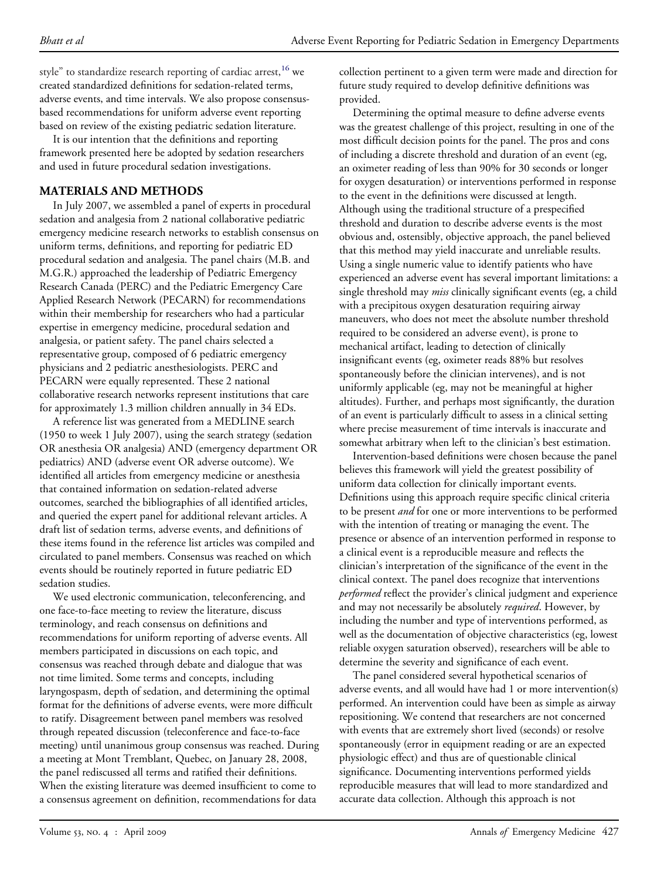style" to standardize research reporting of cardiac arrest,[16] we created standardized definitions for sedation-related terms, adverse events, and time intervals. We also propose consensus-based recommendations for uniform adverse event reporting based on review of the existing pediatric sedation literature.

It is our intention that the definitions and reporting framework presented here be adopted by sedation researchers and used in future procedural sedation investigations.

## MATERIALS AND METHODS

In July 2007, we assembled a panel of experts in procedural sedation and analgesia from 2 national collaborative pediatric emergency medicine research networks to establish consensus on uniform terms, definitions, and reporting for pediatric ED procedural sedation and analgesia. The panel chairs (M.B. and M.G.R.) approached the leadership of Pediatric Emergency Research Canada (PERC) and the Pediatric Emergency Care Applied Research Network (PECARN) for recommendations within their membership for researchers who had a particular expertise in emergency medicine, procedural sedation and analgesia, or patient safety. The panel chairs selected a representative group, composed of 6 pediatric emergency physicians and 2 pediatric anesthesiologists. PERC and PECARN were equally represented. These 2 national collaborative research networks represent institutions that care for approximately 1.3 million children annually in 34 EDs.

A reference list was generated from a MEDLINE search (1950 to week 1 July 2007), using the search strategy (sedation OR anesthesia OR analgesia) AND (emergency department OR pediatrics) AND (adverse event OR adverse outcome). We identified all articles from emergency medicine or anesthesia that contained information on sedation-related adverse outcomes, searched the bibliographies of all identified articles, and queried the expert panel for additional relevant articles. A draft list of sedation terms, adverse events, and definitions of these items found in the reference list articles was compiled and circulated to panel members. Consensus was reached on which events should be routinely reported in future pediatric ED sedation studies.

We used electronic communication, teleconferencing, and one face-to-face meeting to review the literature, discuss terminology, and reach consensus on definitions and recommendations for uniform reporting of adverse events. All members participated in discussions on each topic, and consensus was reached through debate and dialogue that was not time limited. Some terms and concepts, including laryngospasm, depth of sedation, and determining the optimal format for the definitions of adverse events, were more difficult to ratify. Disagreement between panel members was resolved through repeated discussion (teleconference and face-to-face meeting) until unanimous group consensus was reached. During a meeting at Mont Tremblant, Quebec, on January 28, 2008, the panel rediscussed all terms and ratified their definitions. When the existing literature was deemed insufficient to come to a consensus agreement on definition, recommendations for data collection pertinent to a given term were made and direction for future study required to develop definitive definitions was provided.

Determining the optimal measure to define adverse events was the greatest challenge of this project, resulting in one of the most difficult decision points for the panel. The pros and cons of including a discrete threshold and duration of an event (eg, an oximeter reading of less than 90% for 30 seconds or longer for oxygen desaturation) or interventions performed in response to the event in the definitions were discussed at length. Although using the traditional structure of a prespecified threshold and duration to describe adverse events is the most obvious and, ostensibly, objective approach, the panel believed that this method may yield inaccurate and unreliable results. Using a single numeric value to identify patients who have experienced an adverse event has several important limitations: a single threshold may *miss* clinically significant events (eg, a child with a precipitous oxygen desaturation requiring airway maneuvers, who does not meet the absolute number threshold required to be considered an adverse event), is prone to mechanical artifact, leading to detection of clinically insignificant events (eg, oximeter reads 88% but resolves spontaneously before the clinician intervenes), and is not uniformly applicable (eg, may not be meaningful at higher altitudes). Further, and perhaps most significantly, the duration of an event is particularly difficult to assess in a clinical setting where precise measurement of time intervals is inaccurate and somewhat arbitrary when left to the clinician's best estimation.

Intervention-based definitions were chosen because the panel believes this framework will yield the greatest possibility of uniform data collection for clinically important events. Definitions using this approach require specific clinical criteria to be present *and* for one or more interventions to be performed with the intention of treating or managing the event. The presence or absence of an intervention performed in response to a clinical event is a reproducible measure and reflects the clinician's interpretation of the significance of the event in the clinical context. The panel does recognize that interventions *performed* reflect the provider's clinical judgment and experience and may not necessarily be absolutely *required*. However, by including the number and type of interventions performed, as well as the documentation of objective characteristics (eg, lowest reliable oxygen saturation observed), researchers will be able to determine the severity and significance of each event.

The panel considered several hypothetical scenarios of adverse events, and all would have had 1 or more intervention(s) performed. An intervention could have been as simple as airway repositioning. We contend that researchers are not concerned with events that are extremely short lived (seconds) or resolve spontaneously (error in equipment reading or are an expected physiologic effect) and thus are of questionable clinical significance. Documenting interventions performed yields reproducible measures that will lead to more standardized and accurate data collection. Although this approach is not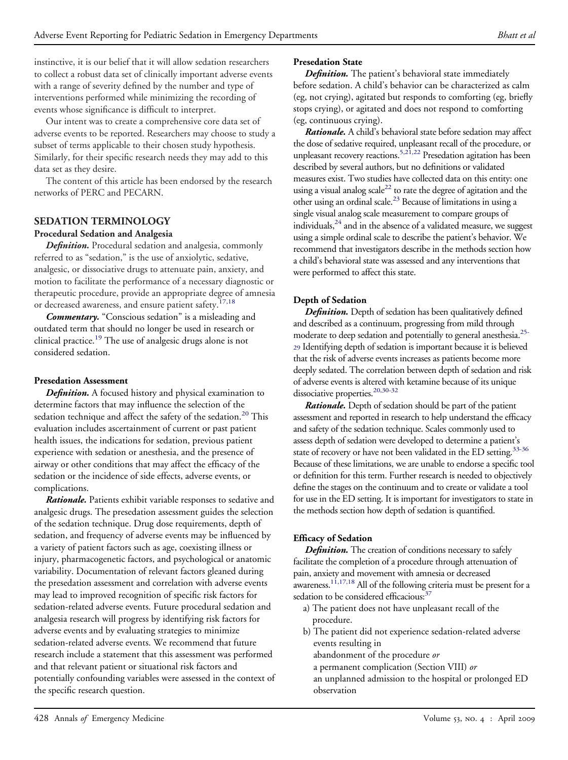instinctive, it is our belief that it will allow sedation researchers to collect a robust data set of clinically important adverse events with a range of severity defined by the number and type of interventions performed while minimizing the recording of events whose significance is difficult to interpret.

Our intent was to create a comprehensive core data set of adverse events to be reported. Researchers may choose to study a subset of terms applicable to their chosen study hypothesis. Similarly, for their specific research needs they may add to this data set as they desire.

The content of this article has been endorsed by the research networks of PERC and PECARN.

## SEDATION TERMINOLOGY

### Procedural Sedation and Analgesia

***Definition.*** Procedural sedation and analgesia, commonly referred to as "sedation," is the use of anxiolytic, sedative, analgesic, or dissociative drugs to attenuate pain, anxiety, and motion to facilitate the performance of a necessary diagnostic or therapeutic procedure, provide an appropriate degree of amnesia or decreased awareness, and ensure patient safety.[17,18]

***Commentary.*** "Conscious sedation" is a misleading and outdated term that should no longer be used in research or clinical practice.[19] The use of analgesic drugs alone is not considered sedation.

### Presedation Assessment

***Definition.*** A focused history and physical examination to determine factors that may influence the selection of the sedation technique and affect the safety of the sedation.[20] This evaluation includes ascertainment of current or past patient health issues, the indications for sedation, previous patient experience with sedation or anesthesia, and the presence of airway or other conditions that may affect the efficacy of the sedation or the incidence of side effects, adverse events, or complications.

***Rationale.*** Patients exhibit variable responses to sedative and analgesic drugs. The presedation assessment guides the selection of the sedation technique. Drug dose requirements, depth of sedation, and frequency of adverse events may be influenced by a variety of patient factors such as age, coexisting illness or injury, pharmacogenetic factors, and psychological or anatomic variability. Documentation of relevant factors gleaned during the presedation assessment and correlation with adverse events may lead to improved recognition of specific risk factors for sedation-related adverse events. Future procedural sedation and analgesia research will progress by identifying risk factors for adverse events and by evaluating strategies to minimize sedation-related adverse events. We recommend that future research include a statement that this assessment was performed and that relevant patient or situational risk factors and potentially confounding variables were assessed in the context of the specific research question.

### Presedation State

***Definition.*** The patient's behavioral state immediately before sedation. A child's behavior can be characterized as calm (eg, not crying), agitated but responds to comforting (eg, briefly stops crying), or agitated and does not respond to comforting (eg, continuous crying).

***Rationale.*** A child's behavioral state before sedation may affect the dose of sedative required, unpleasant recall of the procedure, or unpleasant recovery reactions.[5,21,22] Presedation agitation has been described by several authors, but no definitions or validated measures exist. Two studies have collected data on this entity: one using a visual analog scale[22] to rate the degree of agitation and the other using an ordinal scale.[23] Because of limitations in using a single visual analog scale measurement to compare groups of individuals,[24] and in the absence of a validated measure, we suggest using a simple ordinal scale to describe the patient's behavior. We recommend that investigators describe in the methods section how a child's behavioral state was assessed and any interventions that were performed to affect this state.

### Depth of Sedation

***Definition.*** Depth of sedation has been qualitatively defined and described as a continuum, progressing from mild through moderate to deep sedation and potentially to general anesthesia.[25-29] Identifying depth of sedation is important because it is believed that the risk of adverse events increases as patients become more deeply sedated. The correlation between depth of sedation and risk of adverse events is altered with ketamine because of its unique dissociative properties.[20,30-32]

***Rationale.*** Depth of sedation should be part of the patient assessment and reported in research to help understand the efficacy and safety of the sedation technique. Scales commonly used to assess depth of sedation were developed to determine a patient's state of recovery or have not been validated in the ED setting.[33-36] Because of these limitations, we are unable to endorse a specific tool or definition for this term. Further research is needed to objectively define the stages on the continuum and to create or validate a tool for use in the ED setting. It is important for investigators to state in the methods section how depth of sedation is quantified.

### Efficacy of Sedation

***Definition.*** The creation of conditions necessary to safely facilitate the completion of a procedure through attenuation of pain, anxiety and movement with amnesia or decreased awareness.[11,17,18] All of the following criteria must be present for a sedation to be considered efficacious:[37]

a) The patient does not have unpleasant recall of the procedure.

b) The patient did not experience sedation-related adverse events resulting in
   abandonment of the procedure *or*
   a permanent complication (Section VIII) *or*
   an unplanned admission to the hospital or prolonged ED observation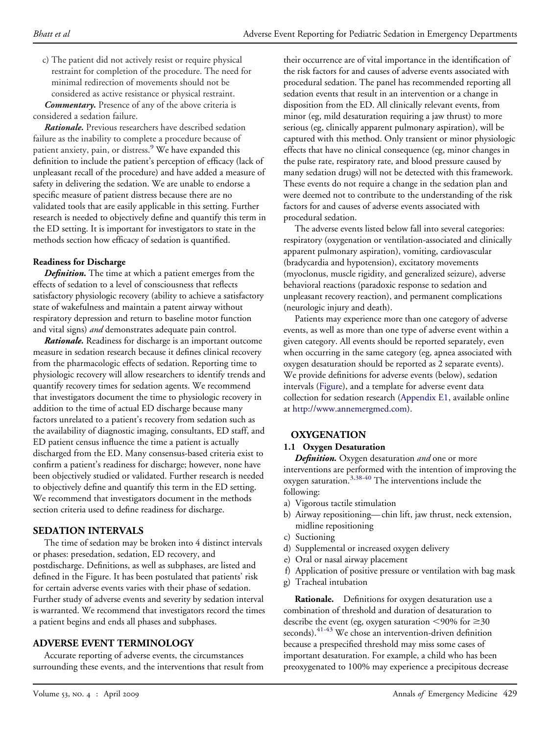c) The patient did not actively resist or require physical restraint for completion of the procedure. The need for minimal redirection of movements should not be considered as active resistance or physical restraint.

***Commentary.*** Presence of any of the above criteria is considered a sedation failure.

***Rationale.*** Previous researchers have described sedation failure as the inability to complete a procedure because of patient anxiety, pain, or distress.[9] We have expanded this definition to include the patient's perception of efficacy (lack of unpleasant recall of the procedure) and have added a measure of safety in delivering the sedation. We are unable to endorse a specific measure of patient distress because there are no validated tools that are easily applicable in this setting. Further research is needed to objectively define and quantify this term in the ED setting. It is important for investigators to state in the methods section how efficacy of sedation is quantified.

### Readiness for Discharge

***Definition.*** The time at which a patient emerges from the effects of sedation to a level of consciousness that reflects satisfactory physiologic recovery (ability to achieve a satisfactory state of wakefulness and maintain a patent airway without respiratory depression and return to baseline motor function and vital signs) *and* demonstrates adequate pain control.

***Rationale.*** Readiness for discharge is an important outcome measure in sedation research because it defines clinical recovery from the pharmacologic effects of sedation. Reporting time to physiologic recovery will allow researchers to identify trends and quantify recovery times for sedation agents. We recommend that investigators document the time to physiologic recovery in addition to the time of actual ED discharge because many factors unrelated to a patient's recovery from sedation such as the availability of diagnostic imaging, consultants, ED staff, and ED patient census influence the time a patient is actually discharged from the ED. Many consensus-based criteria exist to confirm a patient's readiness for discharge; however, none have been objectively studied or validated. Further research is needed to objectively define and quantify this term in the ED setting. We recommend that investigators document in the methods section criteria used to define readiness for discharge.

## SEDATION INTERVALS

The time of sedation may be broken into 4 distinct intervals or phases: presedation, sedation, ED recovery, and postdischarge. Definitions, as well as subphases, are listed and defined in the Figure. It has been postulated that patients' risk for certain adverse events varies with their phase of sedation. Further study of adverse events and severity by sedation interval is warranted. We recommend that investigators record the times a patient begins and ends all phases and subphases.

## ADVERSE EVENT TERMINOLOGY

Accurate reporting of adverse events, the circumstances surrounding these events, and the interventions that result from their occurrence are of vital importance in the identification of the risk factors for and causes of adverse events associated with procedural sedation. The panel has recommended reporting all sedation events that result in an intervention or a change in disposition from the ED. All clinically relevant events, from minor (eg, mild desaturation requiring a jaw thrust) to more serious (eg, clinically apparent pulmonary aspiration), will be captured with this method. Only transient or minor physiologic effects that have no clinical consequence (eg, minor changes in the pulse rate, respiratory rate, and blood pressure caused by many sedation drugs) will not be detected with this framework. These events do not require a change in the sedation plan and were deemed not to contribute to the understanding of the risk factors for and causes of adverse events associated with procedural sedation.

The adverse events listed below fall into several categories: respiratory (oxygenation or ventilation-associated and clinically apparent pulmonary aspiration), vomiting, cardiovascular (bradycardia and hypotension), excitatory movements (myoclonus, muscle rigidity, and generalized seizure), adverse behavioral reactions (paradoxic response to sedation and unpleasant recovery reaction), and permanent complications (neurologic injury and death).

Patients may experience more than one category of adverse events, as well as more than one type of adverse event within a given category. All events should be reported separately, even when occurring in the same category (eg, apnea associated with oxygen desaturation should be reported as 2 separate events). We provide definitions for adverse events (below), sedation intervals (Figure), and a template for adverse event data collection for sedation research (Appendix E1, available online at http://www.annemergmed.com).

## OXYGENATION

### 1.1 Oxygen Desaturation

***Definition.*** Oxygen desaturation *and* one or more interventions are performed with the intention of improving the oxygen saturation.[3,38-40] The interventions include the following:

a) Vigorous tactile stimulation
b) Airway repositioning—chin lift, jaw thrust, neck extension, midline repositioning
c) Suctioning
d) Supplemental or increased oxygen delivery
e) Oral or nasal airway placement
f) Application of positive pressure or ventilation with bag mask
g) Tracheal intubation

**Rationale.** Definitions for oxygen desaturation use a combination of threshold and duration of desaturation to describe the event (eg, oxygen saturation <90% for ≥30 seconds).[41-43] We chose an intervention-driven definition because a prespecified threshold may miss some cases of important desaturation. For example, a child who has been preoxygenated to 100% may experience a precipitous decrease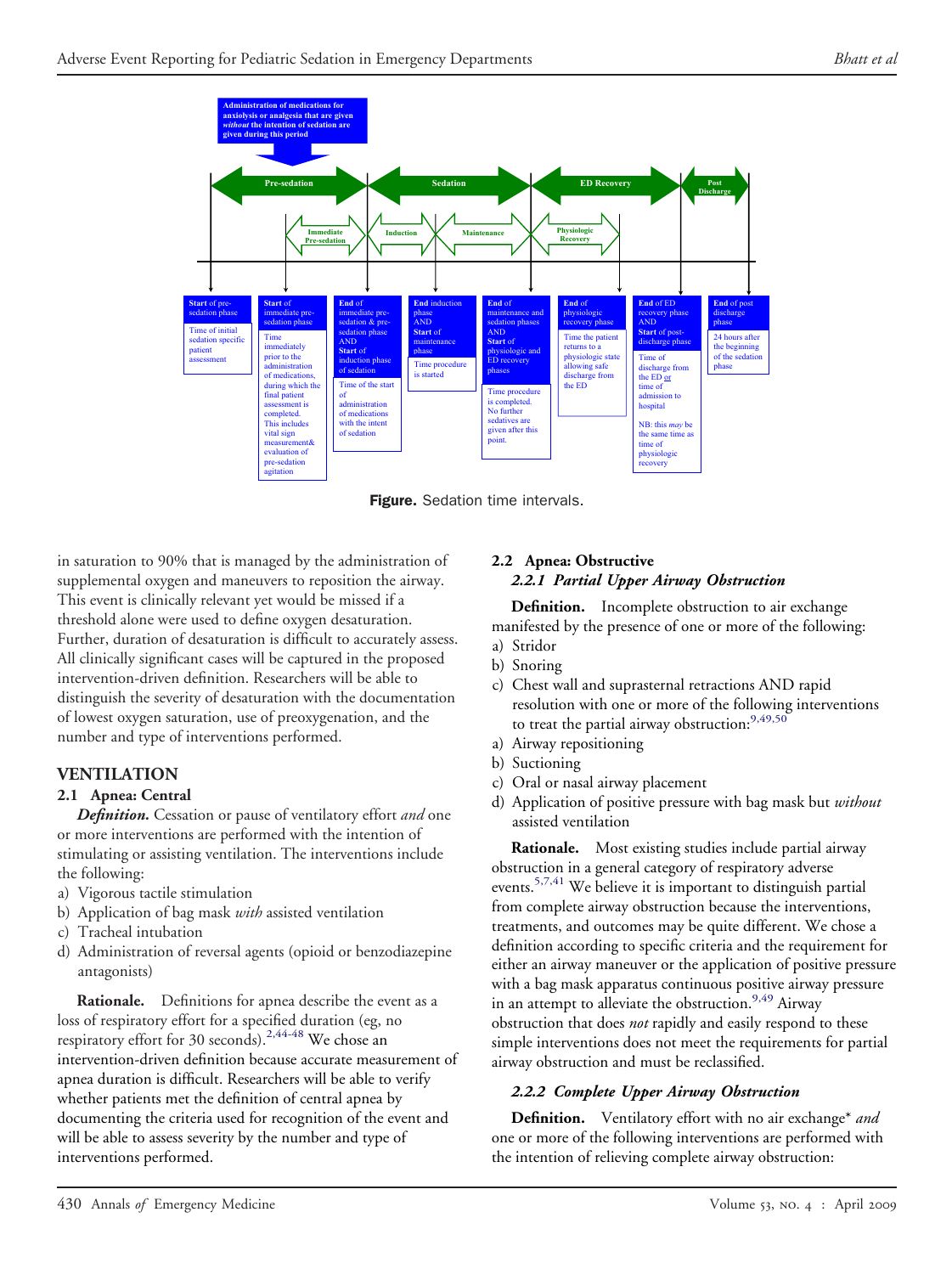**Figure.** Sedation time intervals.

in saturation to 90% that is managed by the administration of supplemental oxygen and maneuvers to reposition the airway. This event is clinically relevant yet would be missed if a threshold alone were used to define oxygen desaturation. Further, duration of desaturation is difficult to accurately assess. All clinically significant cases will be captured in the proposed intervention-driven definition. Researchers will be able to distinguish the severity of desaturation with the documentation of lowest oxygen saturation, use of preoxygenation, and the number and type of interventions performed.

## VENTILATION

### 2.1 Apnea: Central

***Definition.*** Cessation or pause of ventilatory effort *and* one or more interventions are performed with the intention of stimulating or assisting ventilation. The interventions include the following:

a) Vigorous tactile stimulation
b) Application of bag mask *with* assisted ventilation
c) Tracheal intubation
d) Administration of reversal agents (opioid or benzodiazepine antagonists)

**Rationale.** Definitions for apnea describe the event as a loss of respiratory effort for a specified duration (eg, no respiratory effort for 30 seconds).[2,44-48] We chose an intervention-driven definition because accurate measurement of apnea duration is difficult. Researchers will be able to verify whether patients met the definition of central apnea by documenting the criteria used for recognition of the event and will be able to assess severity by the number and type of interventions performed.

### 2.2 Apnea: Obstructive

#### *2.2.1 Partial Upper Airway Obstruction*

**Definition.** Incomplete obstruction to air exchange manifested by the presence of one or more of the following:

a) Stridor
b) Snoring
c) Chest wall and suprasternal retractions AND rapid resolution with one or more of the following interventions to treat the partial airway obstruction:[9,49,50]

a) Airway repositioning
b) Suctioning
c) Oral or nasal airway placement
d) Application of positive pressure with bag mask but *without* assisted ventilation

**Rationale.** Most existing studies include partial airway obstruction in a general category of respiratory adverse events.[5,7,41] We believe it is important to distinguish partial from complete airway obstruction because the interventions, treatments, and outcomes may be quite different. We chose a definition according to specific criteria and the requirement for either an airway maneuver or the application of positive pressure with a bag mask apparatus continuous positive airway pressure in an attempt to alleviate the obstruction.[9,49] Airway obstruction that does *not* rapidly and easily respond to these simple interventions does not meet the requirements for partial airway obstruction and must be reclassified.

#### *2.2.2 Complete Upper Airway Obstruction*

**Definition.** Ventilatory effort with no air exchange* *and* one or more of the following interventions are performed with the intention of relieving complete airway obstruction: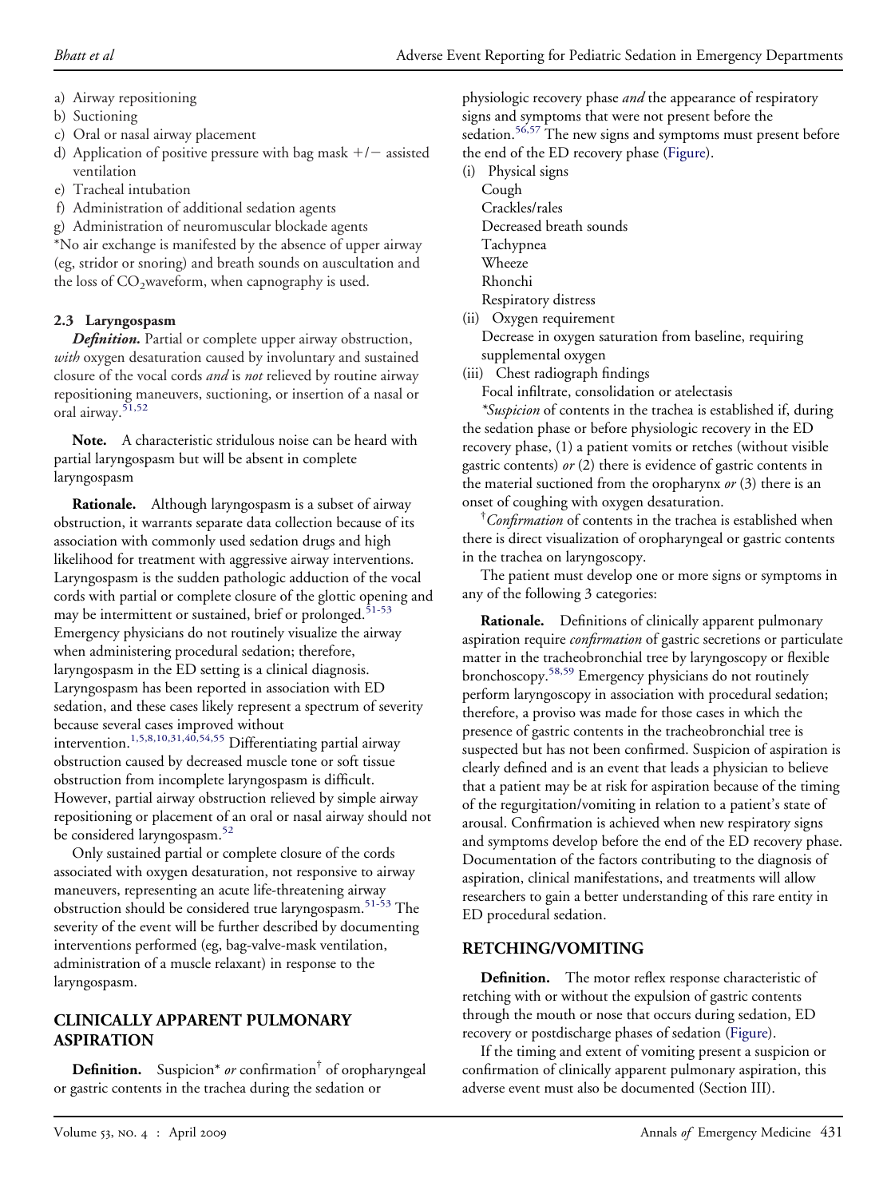a) Airway repositioning
b) Suctioning
c) Oral or nasal airway placement
d) Application of positive pressure with bag mask +/− assisted ventilation
e) Tracheal intubation
f) Administration of additional sedation agents
g) Administration of neuromuscular blockade agents

*No air exchange is manifested by the absence of upper airway (eg, stridor or snoring) and breath sounds on auscultation and the loss of $CO_2$waveform, when capnography is used.

#### 2.3 Laryngospasm

***Definition.*** Partial or complete upper airway obstruction, *with* oxygen desaturation caused by involuntary and sustained closure of the vocal cords *and* is *not* relieved by routine airway repositioning maneuvers, suctioning, or insertion of a nasal or oral airway.[51,52]

**Note.** A characteristic stridulous noise can be heard with partial laryngospasm but will be absent in complete laryngospasm

**Rationale.** Although laryngospasm is a subset of airway obstruction, it warrants separate data collection because of its association with commonly used sedation drugs and high likelihood for treatment with aggressive airway interventions. Laryngospasm is the sudden pathologic adduction of the vocal cords with partial or complete closure of the glottic opening and may be intermittent or sustained, brief or prolonged.[51-53] Emergency physicians do not routinely visualize the airway when administering procedural sedation; therefore, laryngospasm in the ED setting is a clinical diagnosis. Laryngospasm has been reported in association with ED sedation, and these cases likely represent a spectrum of severity because several cases improved without intervention.[1,5,8,10,31,40,54,55] Differentiating partial airway obstruction caused by decreased muscle tone or soft tissue obstruction from incomplete laryngospasm is difficult. However, partial airway obstruction relieved by simple airway repositioning or placement of an oral or nasal airway should not be considered laryngospasm.[52]

Only sustained partial or complete closure of the cords associated with oxygen desaturation, not responsive to airway maneuvers, representing an acute life-threatening airway obstruction should be considered true laryngospasm.[51-53] The severity of the event will be further described by documenting interventions performed (eg, bag-valve-mask ventilation, administration of a muscle relaxant) in response to the laryngospasm.

## CLINICALLY APPARENT PULMONARY ASPIRATION

**Definition.** Suspicion* *or* confirmation† of oropharyngeal or gastric contents in the trachea during the sedation or physiologic recovery phase *and* the appearance of respiratory signs and symptoms that were not present before the sedation.[56,57] The new signs and symptoms must present before the end of the ED recovery phase (Figure).

(i) Physical signs
  Cough
  Crackles/rales
  Decreased breath sounds
  Tachypnea
  Wheeze
  Rhonchi
  Respiratory distress
(ii) Oxygen requirement
  Decrease in oxygen saturation from baseline, requiring supplemental oxygen
(iii) Chest radiograph findings
  Focal infiltrate, consolidation or atelectasis

**Suspicion* of contents in the trachea is established if, during the sedation phase or before physiologic recovery in the ED recovery phase, (1) a patient vomits or retches (without visible gastric contents) *or* (2) there is evidence of gastric contents in the material suctioned from the oropharynx *or* (3) there is an onset of coughing with oxygen desaturation.

†*Confirmation* of contents in the trachea is established when there is direct visualization of oropharyngeal or gastric contents in the trachea on laryngoscopy.

The patient must develop one or more signs or symptoms in any of the following 3 categories:

**Rationale.** Definitions of clinically apparent pulmonary aspiration require *confirmation* of gastric secretions or particulate matter in the tracheobronchial tree by laryngoscopy or flexible bronchoscopy.[58,59] Emergency physicians do not routinely perform laryngoscopy in association with procedural sedation; therefore, a proviso was made for those cases in which the presence of gastric contents in the tracheobronchial tree is suspected but has not been confirmed. Suspicion of aspiration is clearly defined and is an event that leads a physician to believe that a patient may be at risk for aspiration because of the timing of the regurgitation/vomiting in relation to a patient's state of arousal. Confirmation is achieved when new respiratory signs and symptoms develop before the end of the ED recovery phase. Documentation of the factors contributing to the diagnosis of aspiration, clinical manifestations, and treatments will allow researchers to gain a better understanding of this rare entity in ED procedural sedation.

## RETCHING/VOMITING

**Definition.** The motor reflex response characteristic of retching with or without the expulsion of gastric contents through the mouth or nose that occurs during sedation, ED recovery or postdischarge phases of sedation (Figure).

If the timing and extent of vomiting present a suspicion or confirmation of clinically apparent pulmonary aspiration, this adverse event must also be documented (Section III).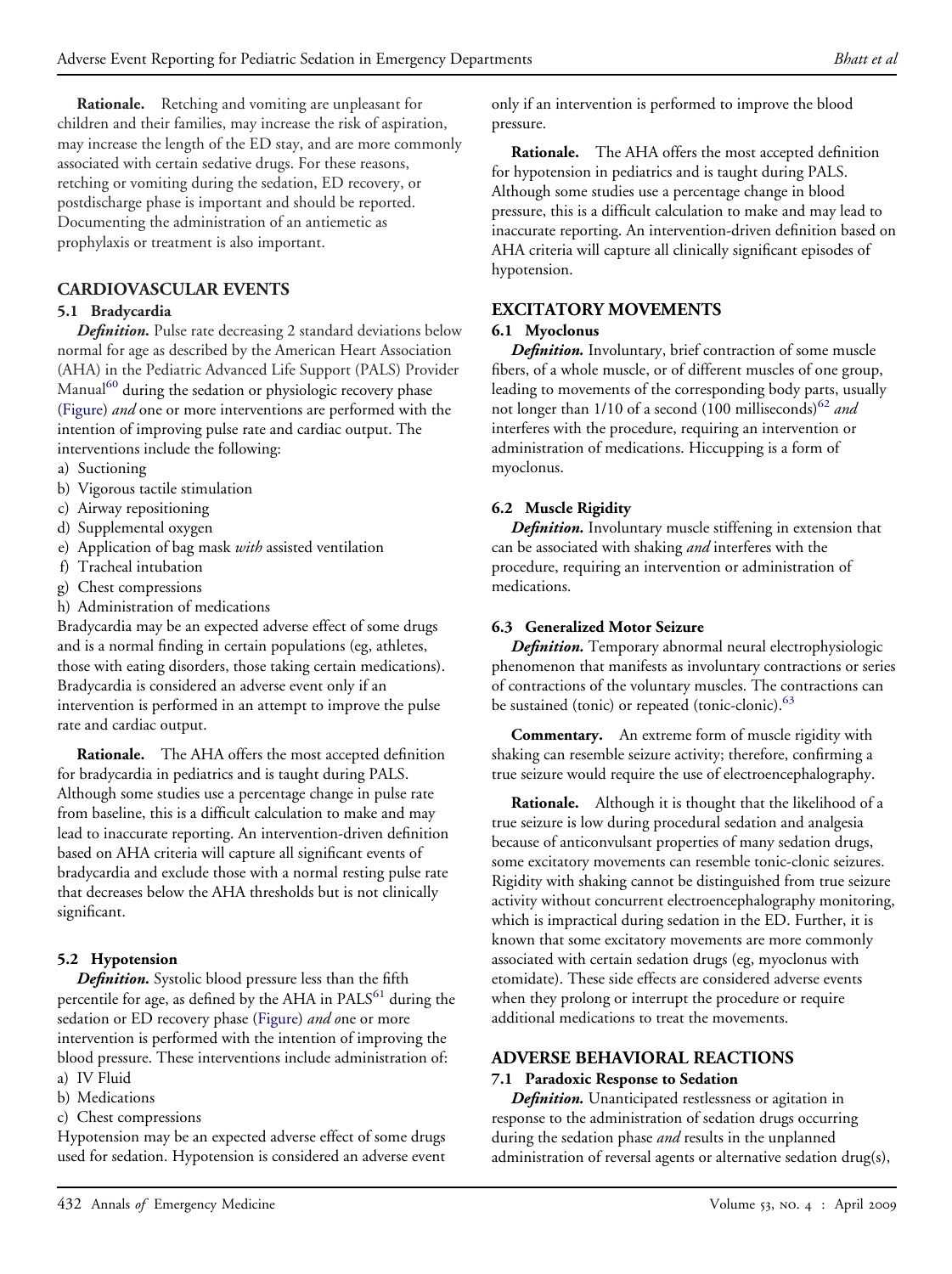**Rationale.** Retching and vomiting are unpleasant for children and their families, may increase the risk of aspiration, may increase the length of the ED stay, and are more commonly associated with certain sedative drugs. For these reasons, retching or vomiting during the sedation, ED recovery, or postdischarge phase is important and should be reported. Documenting the administration of an antiemetic as prophylaxis or treatment is also important.

## CARDIOVASCULAR EVENTS

### 5.1 Bradycardia

***Definition.*** Pulse rate decreasing 2 standard deviations below normal for age as described by the American Heart Association (AHA) in the Pediatric Advanced Life Support (PALS) Provider Manual[60] during the sedation or physiologic recovery phase (Figure) *and* one or more interventions are performed with the intention of improving pulse rate and cardiac output. The interventions include the following:

a) Suctioning
b) Vigorous tactile stimulation
c) Airway repositioning
d) Supplemental oxygen
e) Application of bag mask *with* assisted ventilation
f) Tracheal intubation
g) Chest compressions
h) Administration of medications

Bradycardia may be an expected adverse effect of some drugs and is a normal finding in certain populations (eg, athletes, those with eating disorders, those taking certain medications). Bradycardia is considered an adverse event only if an intervention is performed in an attempt to improve the pulse rate and cardiac output.

**Rationale.** The AHA offers the most accepted definition for bradycardia in pediatrics and is taught during PALS. Although some studies use a percentage change in pulse rate from baseline, this is a difficult calculation to make and may lead to inaccurate reporting. An intervention-driven definition based on AHA criteria will capture all significant events of bradycardia and exclude those with a normal resting pulse rate that decreases below the AHA thresholds but is not clinically significant.

### 5.2 Hypotension

***Definition.*** Systolic blood pressure less than the fifth percentile for age, as defined by the AHA in PALS[61] during the sedation or ED recovery phase (Figure) *and o*ne or more intervention is performed with the intention of improving the blood pressure. These interventions include administration of:

a) IV Fluid
b) Medications
c) Chest compressions

Hypotension may be an expected adverse effect of some drugs used for sedation. Hypotension is considered an adverse event only if an intervention is performed to improve the blood pressure.

**Rationale.** The AHA offers the most accepted definition for hypotension in pediatrics and is taught during PALS. Although some studies use a percentage change in blood pressure, this is a difficult calculation to make and may lead to inaccurate reporting. An intervention-driven definition based on AHA criteria will capture all clinically significant episodes of hypotension.

## EXCITATORY MOVEMENTS

### 6.1 Myoclonus

***Definition.*** Involuntary, brief contraction of some muscle fibers, of a whole muscle, or of different muscles of one group, leading to movements of the corresponding body parts, usually not longer than 1/10 of a second (100 milliseconds)[62] *and* interferes with the procedure, requiring an intervention or administration of medications. Hiccupping is a form of myoclonus.

### 6.2 Muscle Rigidity

***Definition.*** Involuntary muscle stiffening in extension that can be associated with shaking *and* interferes with the procedure, requiring an intervention or administration of medications.

### 6.3 Generalized Motor Seizure

***Definition.*** Temporary abnormal neural electrophysiologic phenomenon that manifests as involuntary contractions or series of contractions of the voluntary muscles. The contractions can be sustained (tonic) or repeated (tonic-clonic).[63]

**Commentary.** An extreme form of muscle rigidity with shaking can resemble seizure activity; therefore, confirming a true seizure would require the use of electroencephalography.

**Rationale.** Although it is thought that the likelihood of a true seizure is low during procedural sedation and analgesia because of anticonvulsant properties of many sedation drugs, some excitatory movements can resemble tonic-clonic seizures. Rigidity with shaking cannot be distinguished from true seizure activity without concurrent electroencephalography monitoring, which is impractical during sedation in the ED. Further, it is known that some excitatory movements are more commonly associated with certain sedation drugs (eg, myoclonus with etomidate). These side effects are considered adverse events when they prolong or interrupt the procedure or require additional medications to treat the movements.

## ADVERSE BEHAVIORAL REACTIONS

### 7.1 Paradoxic Response to Sedation

***Definition.*** Unanticipated restlessness or agitation in response to the administration of sedation drugs occurring during the sedation phase *and* results in the unplanned administration of reversal agents or alternative sedation drug(s),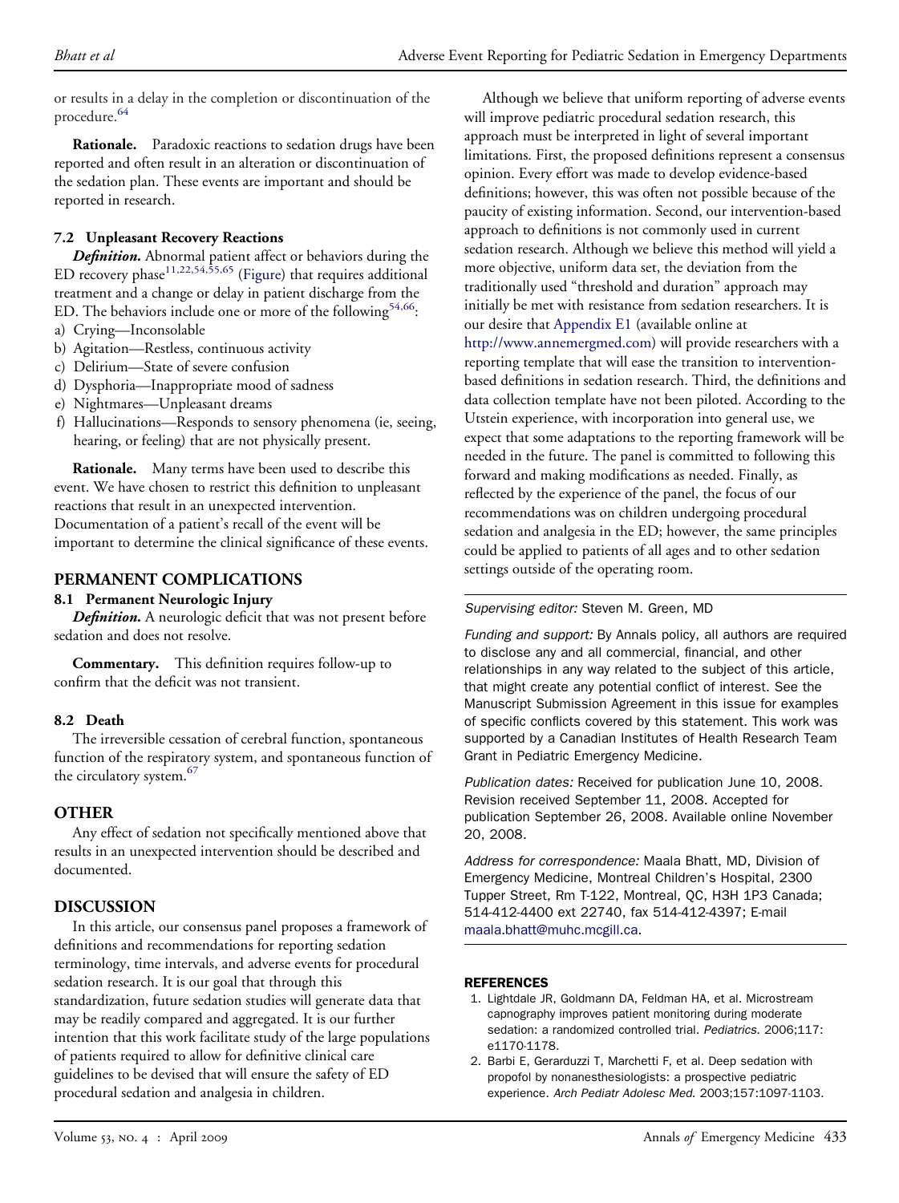or results in a delay in the completion or discontinuation of the procedure.[64]

**Rationale.** Paradoxic reactions to sedation drugs have been reported and often result in an alteration or discontinuation of the sedation plan. These events are important and should be reported in research.

### 7.2 Unpleasant Recovery Reactions

***Definition.*** Abnormal patient affect or behaviors during the ED recovery phase[11,22,54,55,65] (Figure) that requires additional treatment and a change or delay in patient discharge from the ED. The behaviors include one or more of the following[54,66]:

a) Crying—Inconsolable
b) Agitation—Restless, continuous activity
c) Delirium—State of severe confusion
d) Dysphoria—Inappropriate mood of sadness
e) Nightmares—Unpleasant dreams
f) Hallucinations—Responds to sensory phenomena (ie, seeing, hearing, or feeling) that are not physically present.

**Rationale.** Many terms have been used to describe this event. We have chosen to restrict this definition to unpleasant reactions that result in an unexpected intervention. Documentation of a patient's recall of the event will be important to determine the clinical significance of these events.

## PERMANENT COMPLICATIONS

### 8.1 Permanent Neurologic Injury

***Definition.*** A neurologic deficit that was not present before sedation and does not resolve.

**Commentary.** This definition requires follow-up to confirm that the deficit was not transient.

### 8.2 Death

The irreversible cessation of cerebral function, spontaneous function of the respiratory system, and spontaneous function of the circulatory system.[67]

## OTHER

Any effect of sedation not specifically mentioned above that results in an unexpected intervention should be described and documented.

## DISCUSSION

In this article, our consensus panel proposes a framework of definitions and recommendations for reporting sedation terminology, time intervals, and adverse events for procedural sedation research. It is our goal that through this standardization, future sedation studies will generate data that may be readily compared and aggregated. It is our further intention that this work facilitate study of the large populations of patients required to allow for definitive clinical care guidelines to be devised that will ensure the safety of ED procedural sedation and analgesia in children.

Although we believe that uniform reporting of adverse events will improve pediatric procedural sedation research, this approach must be interpreted in light of several important limitations. First, the proposed definitions represent a consensus opinion. Every effort was made to develop evidence-based definitions; however, this was often not possible because of the paucity of existing information. Second, our intervention-based approach to definitions is not commonly used in current sedation research. Although we believe this method will yield a more objective, uniform data set, the deviation from the traditionally used "threshold and duration" approach may initially be met with resistance from sedation researchers. It is our desire that Appendix E1 (available online at http://www.annemergmed.com) will provide researchers with a reporting template that will ease the transition to intervention-based definitions in sedation research. Third, the definitions and data collection template have not been piloted. According to the Utstein experience, with incorporation into general use, we expect that some adaptations to the reporting framework will be needed in the future. The panel is committed to following this forward and making modifications as needed. Finally, as reflected by the experience of the panel, the focus of our recommendations was on children undergoing procedural sedation and analgesia in the ED; however, the same principles could be applied to patients of all ages and to other sedation settings outside of the operating room.

*Supervising editor:* Steven M. Green, MD

*Funding and support:* By Annals policy, all authors are required to disclose any and all commercial, financial, and other relationships in any way related to the subject of this article, that might create any potential conflict of interest. See the Manuscript Submission Agreement in this issue for examples of specific conflicts covered by this statement. This work was supported by a Canadian Institutes of Health Research Team Grant in Pediatric Emergency Medicine.

*Publication dates:* Received for publication June 10, 2008. Revision received September 11, 2008. Accepted for publication September 26, 2008. Available online November 20, 2008.

*Address for correspondence:* Maala Bhatt, MD, Division of Emergency Medicine, Montreal Children's Hospital, 2300 Tupper Street, Rm T-122, Montreal, QC, H3H 1P3 Canada; 514-412-4400 ext 22740, fax 514-412-4397; E-mail maala.bhatt@muhc.mcgill.ca.

## REFERENCES

1. Lightdale JR, Goldmann DA, Feldman HA, et al. Microstream capnography improves patient monitoring during moderate sedation: a randomized controlled trial. *Pediatrics.* 2006;117: e1170-1178.
2. Barbi E, Gerarduzzi T, Marchetti F, et al. Deep sedation with propofol by nonanesthesiologists: a prospective pediatric experience. *Arch Pediatr Adolesc Med.* 2003;157:1097-1103.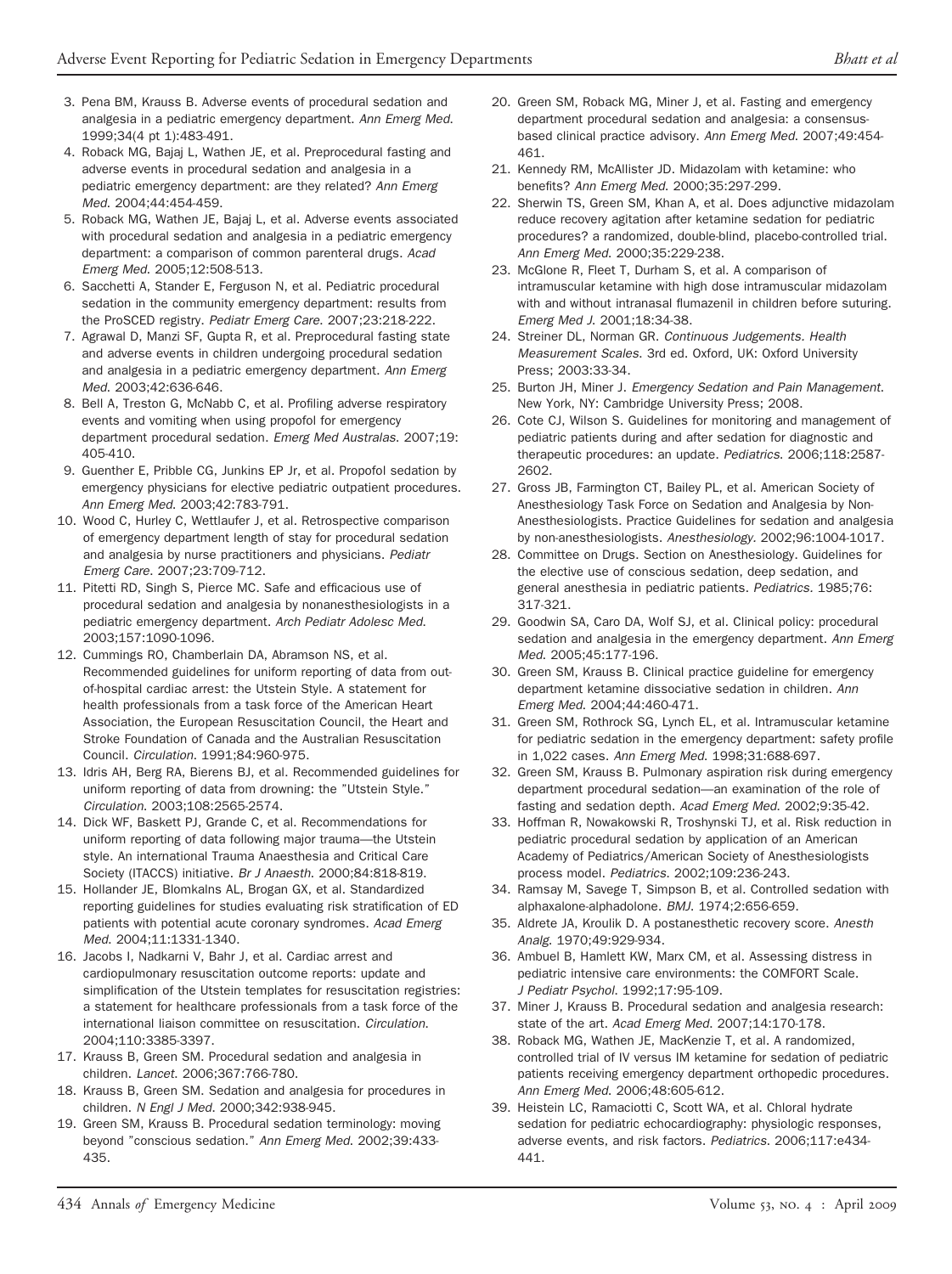3. Pena BM, Krauss B. Adverse events of procedural sedation and analgesia in a pediatric emergency department. *Ann Emerg Med.* 1999;34(4 pt 1):483-491.
4. Roback MG, Bajaj L, Wathen JE, et al. Preprocedural fasting and adverse events in procedural sedation and analgesia in a pediatric emergency department: are they related? *Ann Emerg Med.* 2004;44:454-459.
5. Roback MG, Wathen JE, Bajaj L, et al. Adverse events associated with procedural sedation and analgesia in a pediatric emergency department: a comparison of common parenteral drugs. *Acad Emerg Med.* 2005;12:508-513.
6. Sacchetti A, Stander E, Ferguson N, et al. Pediatric procedural sedation in the community emergency department: results from the ProSCED registry. *Pediatr Emerg Care.* 2007;23:218-222.
7. Agrawal D, Manzi SF, Gupta R, et al. Preprocedural fasting state and adverse events in children undergoing procedural sedation and analgesia in a pediatric emergency department. *Ann Emerg Med.* 2003;42:636-646.
8. Bell A, Treston G, McNabb C, et al. Profiling adverse respiratory events and vomiting when using propofol for emergency department procedural sedation. *Emerg Med Australas.* 2007;19:405-410.
9. Guenther E, Pribble CG, Junkins EP Jr, et al. Propofol sedation by emergency physicians for elective pediatric outpatient procedures. *Ann Emerg Med.* 2003;42:783-791.
10. Wood C, Hurley C, Wettlaufer J, et al. Retrospective comparison of emergency department length of stay for procedural sedation and analgesia by nurse practitioners and physicians. *Pediatr Emerg Care.* 2007;23:709-712.
11. Pitetti RD, Singh S, Pierce MC. Safe and efficacious use of procedural sedation and analgesia by nonanesthesiologists in a pediatric emergency department. *Arch Pediatr Adolesc Med.* 2003;157:1090-1096.
12. Cummings RO, Chamberlain DA, Abramson NS, et al. Recommended guidelines for uniform reporting of data from out-of-hospital cardiac arrest: the Utstein Style. A statement for health professionals from a task force of the American Heart Association, the European Resuscitation Council, the Heart and Stroke Foundation of Canada and the Australian Resuscitation Council. *Circulation.* 1991;84:960-975.
13. Idris AH, Berg RA, Bierens BJ, et al. Recommended guidelines for uniform reporting of data from drowning: the "Utstein Style." *Circulation.* 2003;108:2565-2574.
14. Dick WF, Baskett PJ, Grande C, et al. Recommendations for uniform reporting of data following major trauma—the Utstein style. An international Trauma Anaesthesia and Critical Care Society (ITACCS) initiative. *Br J Anaesth.* 2000;84:818-819.
15. Hollander JE, Blomkalns AL, Brogan GX, et al. Standardized reporting guidelines for studies evaluating risk stratification of ED patients with potential acute coronary syndromes. *Acad Emerg Med.* 2004;11:1331-1340.
16. Jacobs I, Nadkarni V, Bahr J, et al. Cardiac arrest and cardiopulmonary resuscitation outcome reports: update and simplification of the Utstein templates for resuscitation registries: a statement for healthcare professionals from a task force of the international liaison committee on resuscitation. *Circulation.* 2004;110:3385-3397.
17. Krauss B, Green SM. Procedural sedation and analgesia in children. *Lancet.* 2006;367:766-780.
18. Krauss B, Green SM. Sedation and analgesia for procedures in children. *N Engl J Med.* 2000;342:938-945.
19. Green SM, Krauss B. Procedural sedation terminology: moving beyond "conscious sedation." *Ann Emerg Med.* 2002;39:433-435.
20. Green SM, Roback MG, Miner J, et al. Fasting and emergency department procedural sedation and analgesia: a consensus-based clinical practice advisory. *Ann Emerg Med.* 2007;49:454-461.
21. Kennedy RM, McAllister JD. Midazolam with ketamine: who benefits? *Ann Emerg Med.* 2000;35:297-299.
22. Sherwin TS, Green SM, Khan A, et al. Does adjunctive midazolam reduce recovery agitation after ketamine sedation for pediatric procedures? a randomized, double-blind, placebo-controlled trial. *Ann Emerg Med.* 2000;35:229-238.
23. McGlone R, Fleet T, Durham S, et al. A comparison of intramuscular ketamine with high dose intramuscular midazolam with and without intranasal flumazenil in children before suturing. *Emerg Med J.* 2001;18:34-38.
24. Streiner DL, Norman GR. *Continuous Judgements. Health Measurement Scales.* 3rd ed. Oxford, UK: Oxford University Press; 2003:33-34.
25. Burton JH, Miner J. *Emergency Sedation and Pain Management.* New York, NY: Cambridge University Press; 2008.
26. Cote CJ, Wilson S. Guidelines for monitoring and management of pediatric patients during and after sedation for diagnostic and therapeutic procedures: an update. *Pediatrics.* 2006;118:2587-2602.
27. Gross JB, Farmington CT, Bailey PL, et al. American Society of Anesthesiology Task Force on Sedation and Analgesia by Non-Anesthesiologists. Practice Guidelines for sedation and analgesia by non-anesthesiologists. *Anesthesiology.* 2002;96:1004-1017.
28. Committee on Drugs. Section on Anesthesiology. Guidelines for the elective use of conscious sedation, deep sedation, and general anesthesia in pediatric patients. *Pediatrics.* 1985;76:317-321.
29. Goodwin SA, Caro DA, Wolf SJ, et al. Clinical policy: procedural sedation and analgesia in the emergency department. *Ann Emerg Med.* 2005;45:177-196.
30. Green SM, Krauss B. Clinical practice guideline for emergency department ketamine dissociative sedation in children. *Ann Emerg Med.* 2004;44:460-471.
31. Green SM, Rothrock SG, Lynch EL, et al. Intramuscular ketamine for pediatric sedation in the emergency department: safety profile in 1,022 cases. *Ann Emerg Med.* 1998;31:688-697.
32. Green SM, Krauss B. Pulmonary aspiration risk during emergency department procedural sedation—an examination of the role of fasting and sedation depth. *Acad Emerg Med.* 2002;9:35-42.
33. Hoffman R, Nowakowski R, Troshynski TJ, et al. Risk reduction in pediatric procedural sedation by application of an American Academy of Pediatrics/American Society of Anesthesiologists process model. *Pediatrics.* 2002;109:236-243.
34. Ramsay M, Savege T, Simpson B, et al. Controlled sedation with alphaxalone-alphadolone. *BMJ.* 1974;2:656-659.
35. Aldrete JA, Kroulik D. A postanesthetic recovery score. *Anesth Analg.* 1970;49:929-934.
36. Ambuel B, Hamlett KW, Marx CM, et al. Assessing distress in pediatric intensive care environments: the COMFORT Scale. *J Pediatr Psychol.* 1992;17:95-109.
37. Miner J, Krauss B. Procedural sedation and analgesia research: state of the art. *Acad Emerg Med.* 2007;14:170-178.
38. Roback MG, Wathen JE, MacKenzie T, et al. A randomized, controlled trial of IV versus IM ketamine for sedation of pediatric patients receiving emergency department orthopedic procedures. *Ann Emerg Med.* 2006;48:605-612.
39. Heistein LC, Ramaciotti C, Scott WA, et al. Chloral hydrate sedation for pediatric echocardiography: physiologic responses, adverse events, and risk factors. *Pediatrics.* 2006;117:e434-441.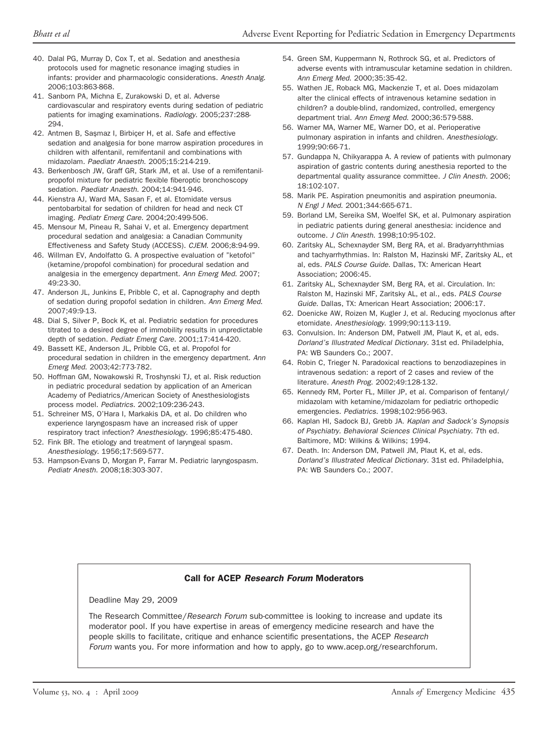40. Dalal PG, Murray D, Cox T, et al. Sedation and anesthesia protocols used for magnetic resonance imaging studies in infants: provider and pharmacologic considerations. *Anesth Analg.* 2006;103:863-868.
41. Sanborn PA, Michna E, Zurakowski D, et al. Adverse cardiovascular and respiratory events during sedation of pediatric patients for imaging examinations. *Radiology.* 2005;237:288-294.
42. Antmen B, Saşmaz I, Birbiçer H, et al. Safe and effective sedation and analgesia for bone marrow aspiration procedures in children with alfentanil, remifentanil and combinations with midazolam. *Paediatr Anaesth.* 2005;15:214-219.
43. Berkenbosch JW, Graff GR, Stark JM, et al. Use of a remifentanil-propofol mixture for pediatric flexible fiberoptic bronchoscopy sedation. *Paediatr Anaesth.* 2004;14:941-946.
44. Kienstra AJ, Ward MA, Sasan F, et al. Etomidate versus pentobarbital for sedation of children for head and neck CT imaging. *Pediatr Emerg Care.* 2004;20:499-506.
45. Mensour M, Pineau R, Sahai V, et al. Emergency department procedural sedation and analgesia: a Canadian Community Effectiveness and Safety Study (ACCESS). *CJEM.* 2006;8:94-99.
46. Willman EV, Andolfatto G. A prospective evaluation of "ketofol" (ketamine/propofol combination) for procedural sedation and analgesia in the emergency department. *Ann Emerg Med.* 2007; 49:23-30.
47. Anderson JL, Junkins E, Pribble C, et al. Capnography and depth of sedation during propofol sedation in children. *Ann Emerg Med.* 2007;49:9-13.
48. Dial S, Silver P, Bock K, et al. Pediatric sedation for procedures titrated to a desired degree of immobility results in unpredictable depth of sedation. *Pediatr Emerg Care.* 2001;17:414-420.
49. Bassett KE, Anderson JL, Pribble CG, et al. Propofol for procedural sedation in children in the emergency department. *Ann Emerg Med.* 2003;42:773-782.
50. Hoffman GM, Nowakowski R, Troshynski TJ, et al. Risk reduction in pediatric procedural sedation by application of an American Academy of Pediatrics/American Society of Anesthesiologists process model. *Pediatrics.* 2002;109:236-243.
51. Schreiner MS, O'Hara I, Markakis DA, et al. Do children who experience laryngospasm have an increased risk of upper respiratory tract infection? *Anesthesiology.* 1996;85:475-480.
52. Fink BR. The etiology and treatment of laryngeal spasm. *Anesthesiology.* 1956;17:569-577.
53. Hampson-Evans D, Morgan P, Farrar M. Pediatric laryngospasm. *Pediatr Anesth.* 2008;18:303-307.
54. Green SM, Kuppermann N, Rothrock SG, et al. Predictors of adverse events with intramuscular ketamine sedation in children. *Ann Emerg Med.* 2000;35:35-42.
55. Wathen JE, Roback MG, Mackenzie T, et al. Does midazolam alter the clinical effects of intravenous ketamine sedation in children? a double-blind, randomized, controlled, emergency department trial. *Ann Emerg Med.* 2000;36:579-588.
56. Warner MA, Warner ME, Warner DO, et al. Perioperative pulmonary aspiration in infants and children. *Anesthesiology.* 1999;90:66-71.
57. Gundappa N, Chikyarappa A. A review of patients with pulmonary aspiration of gastric contents during anesthesia reported to the departmental quality assurance committee. *J Clin Anesth.* 2006; 18:102-107.
58. Marik PE. Aspiration pneumonitis and aspiration pneumonia. *N Engl J Med.* 2001;344:665-671.
59. Borland LM, Sereika SM, Woelfel SK, et al. Pulmonary aspiration in pediatric patients during general anesthesia: incidence and outcome. *J Clin Anesth.* 1998;10:95-102.
60. Zaritsky AL, Schexnayder SM, Berg RA, et al. Bradyarryhthmias and tachyarrhythmias. In: Ralston M, Hazinski MF, Zaritsky AL, et al, eds. *PALS Course Guide.* Dallas, TX: American Heart Association; 2006:45.
61. Zaritsky AL, Schexnayder SM, Berg RA, et al. Circulation. In: Ralston M, Hazinski MF, Zaritsky AL, et al., eds. *PALS Course Guide.* Dallas, TX: American Heart Association; 2006:17.
62. Doenicke AW, Roizen M, Kugler J, et al. Reducing myoclonus after etomidate. *Anesthesiology.* 1999;90:113-119.
63. Convulsion. In: Anderson DM, Patwell JM, Plaut K, et al, eds. *Dorland's Illustrated Medical Dictionary.* 31st ed. Philadelphia, PA: WB Saunders Co.; 2007.
64. Robin C, Trieger N. Paradoxical reactions to benzodiazepines in intravenous sedation: a report of 2 cases and review of the literature. *Anesth Prog.* 2002;49:128-132.
65. Kennedy RM, Porter FL, Miller JP, et al. Comparison of fentanyl/midazolam with ketamine/midazolam for pediatric orthopedic emergencies. *Pediatrics.* 1998;102:956-963.
66. Kaplan HI, Sadock BJ, Grebb JA. *Kaplan and Sadock's Synopsis of Psychiatry. Behavioral Sciences Clinical Psychiatry.* 7th ed. Baltimore, MD: Wilkins & Wilkins; 1994.
67. Death. In: Anderson DM, Patwell JM, Plaut K, et al, eds. *Dorland's Illustrated Medical Dictionary.* 31st ed. Philadelphia, PA: WB Saunders Co.; 2007.

**Call for ACEP *Research Forum* Moderators**

Deadline May 29, 2009

The Research Committee/*Research Forum* sub-committee is looking to increase and update its moderator pool. If you have expertise in areas of emergency medicine research and have the people skills to facilitate, critique and enhance scientific presentations, the ACEP *Research Forum* wants you. For more information and how to apply, go to www.acep.org/researchforum.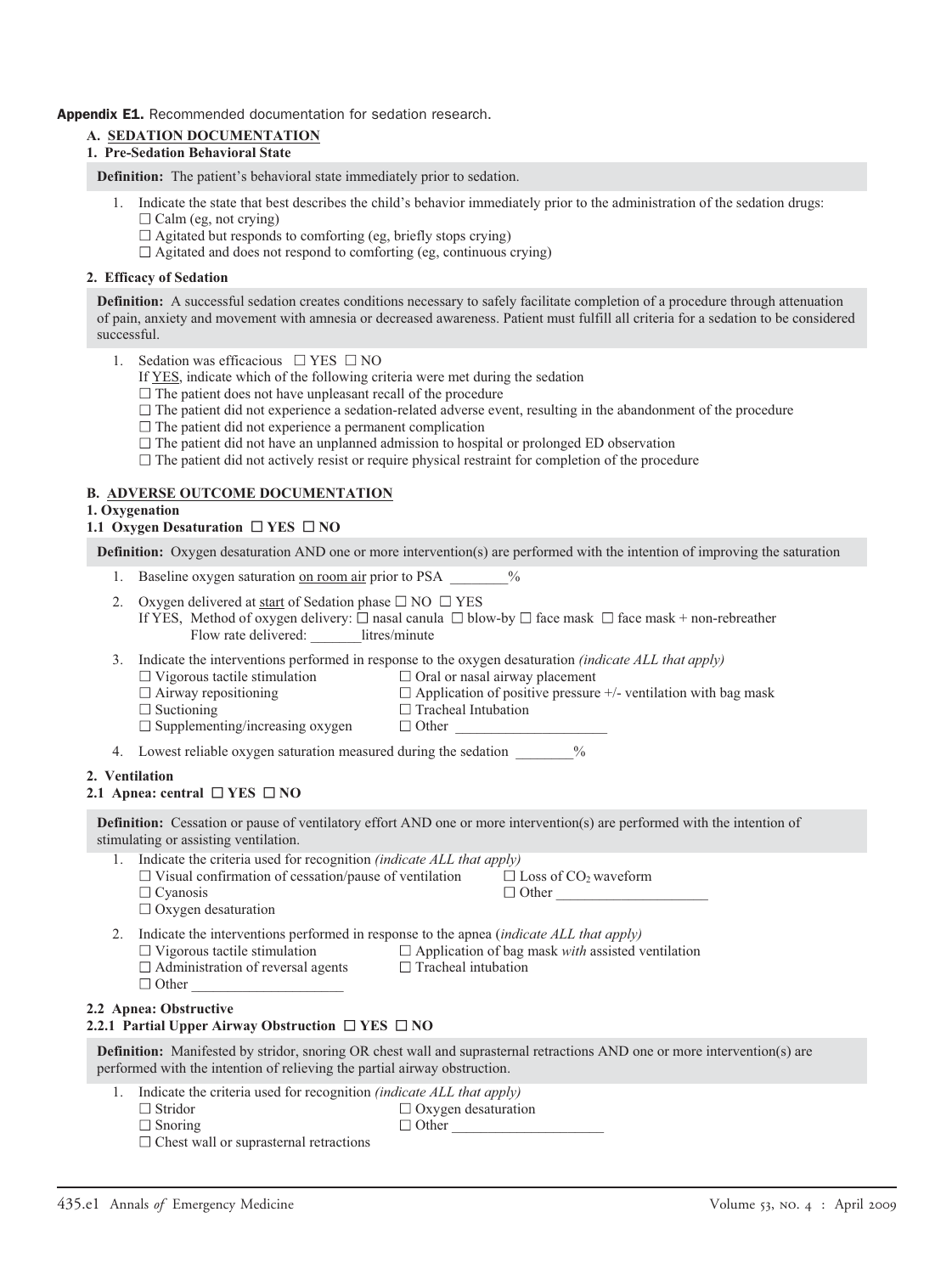**Appendix E1.** Recommended documentation for sedation research.

## A. SEDATION DOCUMENTATION

### 1. Pre-Sedation Behavioral State

**Definition:** The patient's behavioral state immediately prior to sedation.

1. Indicate the state that best describes the child's behavior immediately prior to the administration of the sedation drugs:
   - ☐ Calm (eg, not crying)
   - ☐ Agitated but responds to comforting (eg, briefly stops crying)
   - ☐ Agitated and does not respond to comforting (eg, continuous crying)

### 2. Efficacy of Sedation

**Definition:** A successful sedation creates conditions necessary to safely facilitate completion of a procedure through attenuation of pain, anxiety and movement with amnesia or decreased awareness. Patient must fulfill all criteria for a sedation to be considered successful.

1. Sedation was efficacious ☐ YES ☐ NO

   If YES, indicate which of the following criteria were met during the sedation
   - ☐ The patient does not have unpleasant recall of the procedure
   - ☐ The patient did not experience a sedation-related adverse event, resulting in the abandonment of the procedure
   - ☐ The patient did not experience a permanent complication
   - ☐ The patient did not have an unplanned admission to hospital or prolonged ED observation
   - ☐ The patient did not actively resist or require physical restraint for completion of the procedure

## B. ADVERSE OUTCOME DOCUMENTATION

### 1. Oxygenation

#### 1.1 Oxygen Desaturation ☐ YES ☐ NO

**Definition:** Oxygen desaturation AND one or more intervention(s) are performed with the intention of improving the saturation

1. Baseline oxygen saturation on room air prior to PSA ________%
2. Oxygen delivered at start of Sedation phase ☐ NO ☐ YES

   If YES, Method of oxygen delivery: ☐ nasal canula ☐ blow-by ☐ face mask ☐ face mask + non-rebreather

   Flow rate delivered: _______litres/minute
3. Indicate the interventions performed in response to the oxygen desaturation *(indicate ALL that apply)*
   - ☐ Vigorous tactile stimulation
   - ☐ Airway repositioning
   - ☐ Suctioning
   - ☐ Supplementing/increasing oxygen
   - ☐ Oral or nasal airway placement
   - ☐ Application of positive pressure +/- ventilation with bag mask
   - ☐ Tracheal Intubation
   - ☐ Other ____________________
4. Lowest reliable oxygen saturation measured during the sedation ________%

### 2. Ventilation

#### 2.1 Apnea: central ☐ YES ☐ NO

**Definition:** Cessation or pause of ventilatory effort AND one or more intervention(s) are performed with the intention of stimulating or assisting ventilation.

1. Indicate the criteria used for recognition *(indicate ALL that apply)*
   - ☐ Visual confirmation of cessation/pause of ventilation
   - ☐ Cyanosis
   - ☐ Oxygen desaturation
   - ☐ Loss of $CO_2$ waveform
   - ☐ Other ____________________
2. Indicate the interventions performed in response to the apnea (*indicate ALL that apply)*
   - ☐ Vigorous tactile stimulation
   - ☐ Administration of reversal agents
   - ☐ Other ____________________
   - ☐ Application of bag mask *with* assisted ventilation
   - ☐ Tracheal intubation

#### 2.2 Apnea: Obstructive

##### 2.2.1 Partial Upper Airway Obstruction ☐ YES ☐ NO

**Definition:** Manifested by stridor, snoring OR chest wall and suprasternal retractions AND one or more intervention(s) are performed with the intention of relieving the partial airway obstruction.

1. Indicate the criteria used for recognition *(indicate ALL that apply)*
   - ☐ Stridor
   - ☐ Snoring
   - ☐ Chest wall or suprasternal retractions
   - ☐ Oxygen desaturation
   - ☐ Other ____________________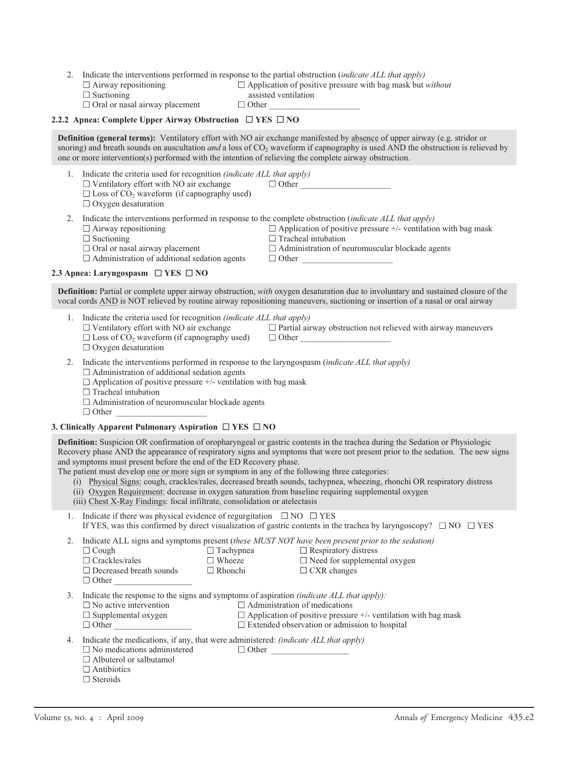2. Indicate the interventions performed in response to the partial obstruction (*indicate ALL that apply)*
   - ☐ Airway repositioning
   - ☐ Suctioning
   - ☐ Oral or nasal airway placement
   - ☐ Application of positive pressure with bag mask but *without* assisted ventilation
   - ☐ Other ____________________

**2.2.2 Apnea: Complete Upper Airway Obstruction ☐ YES ☐ NO**

**Definition (general terms):** Ventilatory effort with NO air exchange manifested by absence of upper airway (e.g. stridor or snoring) and breath sounds on auscultation *and* a loss of $CO_2$ waveform if capnography is used AND the obstruction is relieved by one or more intervention(s) performed with the intention of relieving the complete airway obstruction.

1. Indicate the criteria used for recognition *(indicate ALL that apply)*
   - ☐ Ventilatory effort with NO air exchange
   - ☐ Loss of $CO_2$ waveform (if capnography used)
   - ☐ Oxygen desaturation
   - ☐ Other ____________________

2. Indicate the interventions performed in response to the complete obstruction (*indicate ALL that apply)*
   - ☐ Airway repositioning
   - ☐ Suctioning
   - ☐ Oral or nasal airway placement
   - ☐ Administration of additional sedation agents
   - ☐ Application of positive pressure +/- ventilation with bag mask
   - ☐ Tracheal intubation
   - ☐ Administration of neuromuscular blockade agents
   - ☐ Other ____________________

**2.3 Apnea: Laryngospasm ☐ YES ☐ NO**

**Definition:** Partial or complete upper airway obstruction, *with* oxygen desaturation due to involuntary and sustained closure of the vocal cords AND is NOT relieved by routine airway repositioning maneuvers, suctioning or insertion of a nasal or oral airway

1. Indicate the criteria used for recognition *(indicate ALL that apply)*
   - ☐ Ventilatory effort with NO air exchange
   - ☐ Loss of $CO_2$ waveform (if capnography used)
   - ☐ Oxygen desaturation
   - ☐ Partial airway obstruction not relieved with airway maneuvers
   - ☐ Other ____________________

2. Indicate the interventions performed in response to the laryngospasm (*indicate ALL that apply)*
   - ☐ Administration of additional sedation agents
   - ☐ Application of positive pressure +/- ventilation with bag mask
   - ☐ Tracheal intubation
   - ☐ Administration of neuromuscular blockade agents
   - ☐ Other ____________________

**3. Clinically Apparent Pulmonary Aspiration ☐ YES ☐ NO**

**Definition:** Suspicion OR confirmation of oropharyngeal or gastric contents in the trachea during the Sedation or Physiologic Recovery phase AND the appearance of respiratory signs and symptoms that were not present prior to the sedation. The new signs and symptoms must present before the end of the ED Recovery phase.
The patient must develop one or more sign or symptom in any of the following three categories:
(i) Physical Signs: cough, crackles/rales, decreased breath sounds, tachypnea, wheezing, rhonchi OR respiratory distress
(ii) Oxygen Requirement: decrease in oxygen saturation from baseline requiring supplemental oxygen
(iii) Chest X-Ray Findings: focal infiltrate, consolidation or atelectasis

1. Indicate if there was physical evidence of regurgitation ☐ NO ☐ YES
   If YES, was this confirmed by direct visualization of gastric contents in the trachea by laryngoscopy? ☐ NO ☐ YES

2. Indicate ALL signs and symptoms present (*these MUST NOT have been present prior to the sedation)*
   - ☐ Cough
   - ☐ Crackles/rales
   - ☐ Decreased breath sounds
   - ☐ Other ________________
   - ☐ Tachypnea
   - ☐ Wheeze
   - ☐ Rhonchi
   - ☐ Respiratory distress
   - ☐ Need for supplemental oxygen
   - ☐ CXR changes

3. Indicate the response to the signs and symptoms of aspiration *(indicate ALL that apply):*
   - ☐ No active intervention
   - ☐ Supplemental oxygen
   - ☐ Other ________________
   - ☐ Administration of medications
   - ☐ Application of positive pressure +/- ventilation with bag mask
   - ☐ Extended observation or admission to hospital

4. Indicate the medications, if any, that were administered: *(indicate ALL that apply)*
   - ☐ No medications administered
   - ☐ Albuterol or salbutamol
   - ☐ Antibiotics
   - ☐ Steroids
   - ☐ Other ________________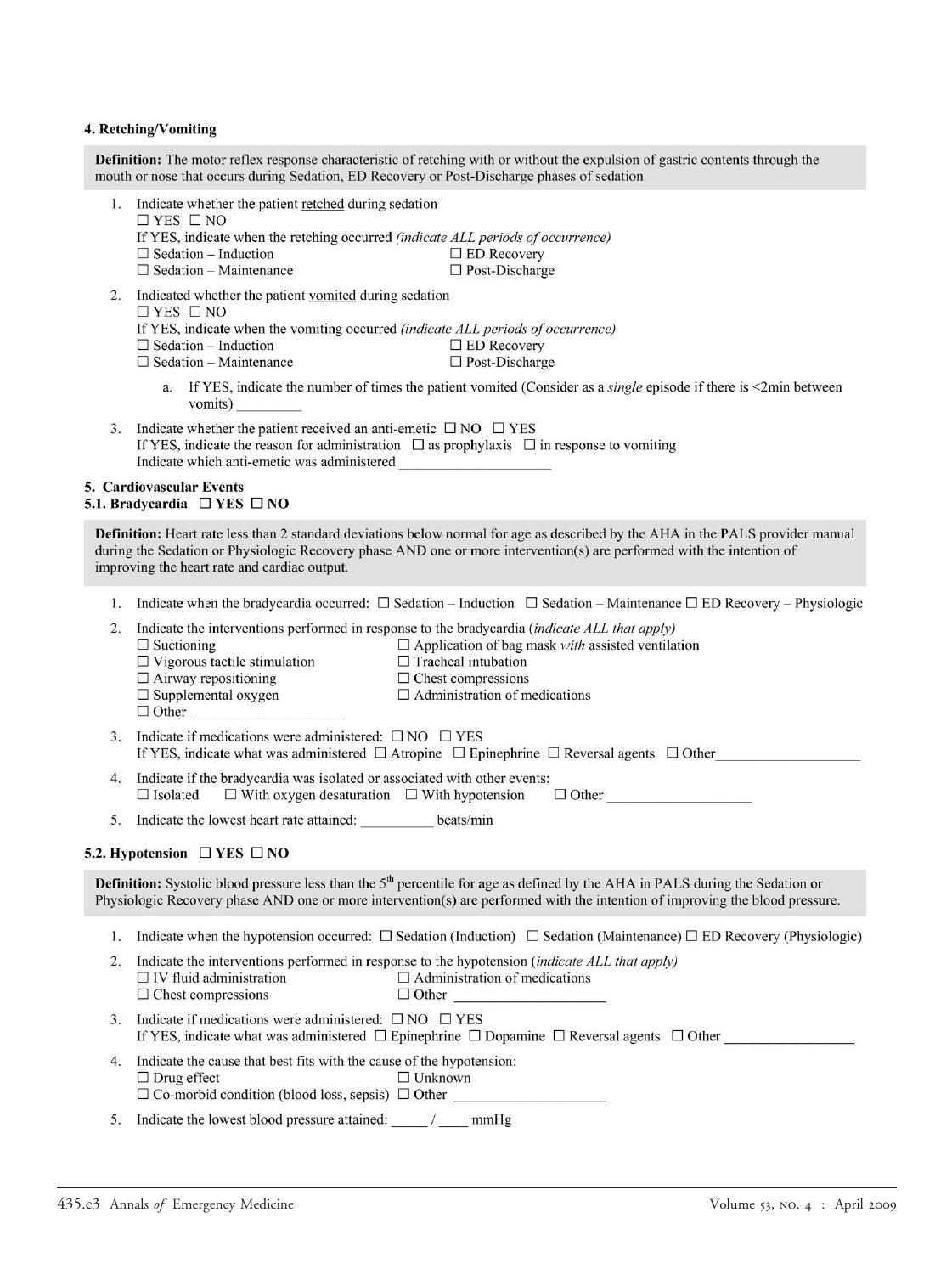### 4. Retching/Vomiting

**Definition:** The motor reflex response characteristic of retching with or without the expulsion of gastric contents through the mouth or nose that occurs during Sedation, ED Recovery or Post-Discharge phases of sedation

1. Indicate whether the patient retched during sedation
   ☐ YES ☐ NO
   If YES, indicate when the retching occurred *(indicate ALL periods of occurrence)*
   ☐ Sedation – Induction ☐ ED Recovery
   ☐ Sedation – Maintenance ☐ Post-Discharge

2. Indicated whether the patient vomited during sedation
   ☐ YES ☐ NO
   If YES, indicate when the vomiting occurred *(indicate ALL periods of occurrence)*
   ☐ Sedation – Induction ☐ ED Recovery
   ☐ Sedation – Maintenance ☐ Post-Discharge

   a. If YES, indicate the number of times the patient vomited (Consider as a *single* episode if there is <2min between vomits) _________

3. Indicate whether the patient received an anti-emetic ☐ NO ☐ YES
   If YES, indicate the reason for administration ☐ as prophylaxis ☐ in response to vomiting
   Indicate which anti-emetic was administered ____________________

### 5. Cardiovascular Events

#### 5.1. Bradycardia ☐ YES ☐ NO

**Definition:** Heart rate less than 2 standard deviations below normal for age as described by the AHA in the PALS provider manual during the Sedation or Physiologic Recovery phase AND one or more intervention(s) are performed with the intention of improving the heart rate and cardiac output.

1. Indicate when the bradycardia occurred: ☐ Sedation – Induction ☐ Sedation – Maintenance ☐ ED Recovery – Physiologic

2. Indicate the interventions performed in response to the bradycardia *(indicate ALL that apply)*
   ☐ Suctioning ☐ Application of bag mask *with* assisted ventilation
   ☐ Vigorous tactile stimulation ☐ Tracheal intubation
   ☐ Airway repositioning ☐ Chest compressions
   ☐ Supplemental oxygen ☐ Administration of medications
   ☐ Other ____________________

3. Indicate if medications were administered: ☐ NO ☐ YES
   If YES, indicate what was administered ☐ Atropine ☐ Epinephrine ☐ Reversal agents ☐ Other____________________

4. Indicate if the bradycardia was isolated or associated with other events:
   ☐ Isolated ☐ With oxygen desaturation ☐ With hypotension ☐ Other ____________________

5. Indicate the lowest heart rate attained: __________ beats/min

#### 5.2. Hypotension ☐ YES ☐ NO

**Definition:** Systolic blood pressure less than the 5th percentile for age as defined by the AHA in PALS during the Sedation or Physiologic Recovery phase AND one or more intervention(s) are performed with the intention of improving the blood pressure.

1. Indicate when the hypotension occurred: ☐ Sedation (Induction) ☐ Sedation (Maintenance) ☐ ED Recovery (Physiologic)

2. Indicate the interventions performed in response to the hypotension *(indicate ALL that apply)*
   ☐ IV fluid administration ☐ Administration of medications
   ☐ Chest compressions ☐ Other ____________________

3. Indicate if medications were administered: ☐ NO ☐ YES
   If YES, indicate what was administered ☐ Epinephrine ☐ Dopamine ☐ Reversal agents ☐ Other __________________

4. Indicate the cause that best fits with the cause of the hypotension:
   ☐ Drug effect ☐ Unknown
   ☐ Co-morbid condition (blood loss, sepsis) ☐ Other ____________________

5. Indicate the lowest blood pressure attained: _____ / ____ mmHg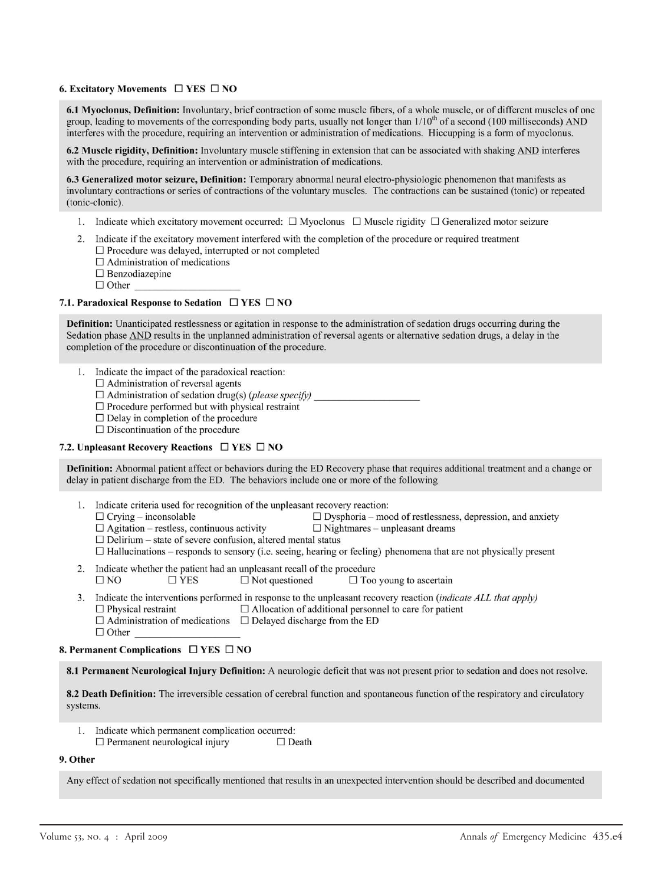**6. Excitatory Movements** ☐ **YES** ☐ **NO**

**6.1 Myoclonus, Definition:** Involuntary, brief contraction of some muscle fibers, of a whole muscle, or of different muscles of one group, leading to movements of the corresponding body parts, usually not longer than 1/10$^{th}$ of a second (100 milliseconds) AND interferes with the procedure, requiring an intervention or administration of medications. Hiccupping is a form of myoclonus.

**6.2 Muscle rigidity, Definition:** Involuntary muscle stiffening in extension that can be associated with shaking AND interferes with the procedure, requiring an intervention or administration of medications.

**6.3 Generalized motor seizure, Definition:** Temporary abnormal neural electro-physiologic phenomenon that manifests as involuntary contractions or series of contractions of the voluntary muscles. The contractions can be sustained (tonic) or repeated (tonic-clonic).

1. Indicate which excitatory movement occurred: ☐ Myoclonus ☐ Muscle rigidity ☐ Generalized motor seizure
2. Indicate if the excitatory movement interfered with the completion of the procedure or required treatment
   ☐ Procedure was delayed, interrupted or not completed
   ☐ Administration of medications
   ☐ Benzodiazepine
   ☐ Other ____________________

**7.1. Paradoxical Response to Sedation** ☐ **YES** ☐ **NO**

**Definition:** Unanticipated restlessness or agitation in response to the administration of sedation drugs occurring during the Sedation phase AND results in the unplanned administration of reversal agents or alternative sedation drugs, a delay in the completion of the procedure or discontinuation of the procedure.

1. Indicate the impact of the paradoxical reaction:
   ☐ Administration of reversal agents
   ☐ Administration of sedation drug(s) (*please specify*) ____________________
   ☐ Procedure performed but with physical restraint
   ☐ Delay in completion of the procedure
   ☐ Discontinuation of the procedure

**7.2. Unpleasant Recovery Reactions** ☐ **YES** ☐ **NO**

**Definition:** Abnormal patient affect or behaviors during the ED Recovery phase that requires additional treatment and a change or delay in patient discharge from the ED. The behaviors include one or more of the following

1. Indicate criteria used for recognition of the unpleasant recovery reaction:
   ☐ Crying – inconsolable ☐ Dysphoria – mood of restlessness, depression, and anxiety
   ☐ Agitation – restless, continuous activity ☐ Nightmares – unpleasant dreams
   ☐ Delirium – state of severe confusion, altered mental status
   ☐ Hallucinations – responds to sensory (i.e. seeing, hearing or feeling) phenomena that are not physically present
2. Indicate whether the patient had an unpleasant recall of the procedure
   ☐ NO ☐ YES ☐ Not questioned ☐ Too young to ascertain
3. Indicate the interventions performed in response to the unpleasant recovery reaction (*indicate ALL that apply)*
   ☐ Physical restraint ☐ Allocation of additional personnel to care for patient
   ☐ Administration of medications ☐ Delayed discharge from the ED
   ☐ Other ____________________

**8. Permanent Complications** ☐ **YES** ☐ **NO**

**8.1 Permanent Neurological Injury Definition:** A neurologic deficit that was not present prior to sedation and does not resolve.

**8.2 Death Definition:** The irreversible cessation of cerebral function and spontaneous function of the respiratory and circulatory systems.

1. Indicate which permanent complication occurred:
   ☐ Permanent neurological injury ☐ Death

**9. Other**

Any effect of sedation not specifically mentioned that results in an unexpected intervention should be described and documented